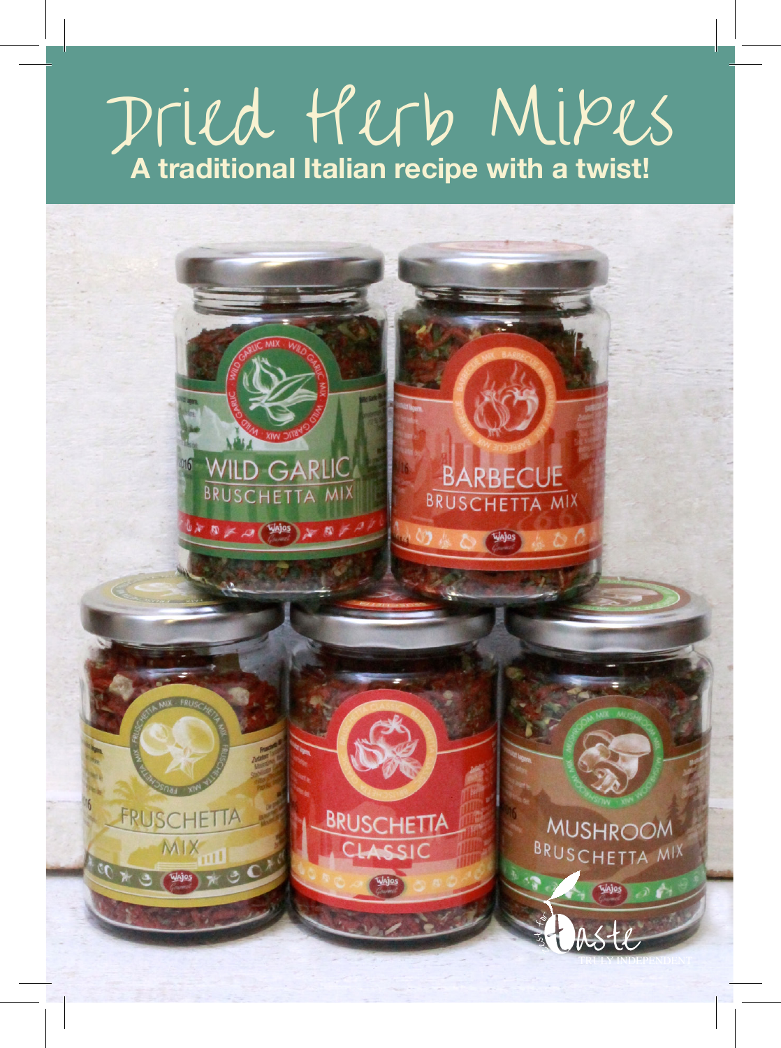# Dried Herb Mixes

**A traditional Italian recipe with a twist!**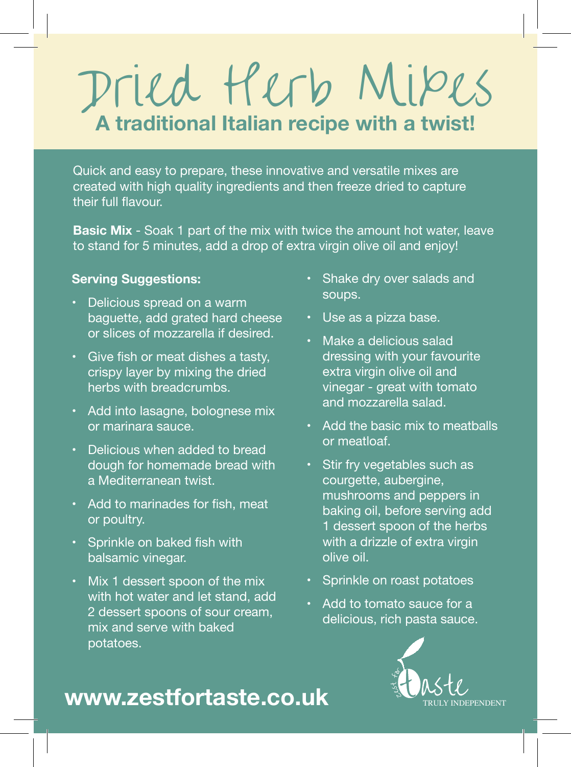# Dried Herb Mixes

## A traditional Italian recipe with a twist!

Quick and easy to prepare, these innovative and versatile mixes are created with high quality ingredients and then freeze dried to capture their full flavour.

**Basic Mix** - Soak 1 part of the mix with twice the amount hot water, leave to stand for 5 minutes, add a drop of extra virgin olive oil and enjoy!

**Serving Suggestions:**

- Delicious spread on a warm baguette, add grated hard cheese or slices of mozzarella if desired.
- Give fish or meat dishes a tasty, crispy layer by mixing the dried herbs with breadcrumbs.
- Add into lasagne, bolognese mix or marinara sauce.
- Delicious when added to bread dough for homemade bread with a Mediterranean twist.
- Add to marinades for fish, meat or poultry.
- Sprinkle on baked fish with balsamic vinegar.
- Mix 1 dessert spoon of the mix with hot water and let stand, add 2 dessert spoons of sour cream, mix and serve with baked potatoes.
- Shake dry over salads and soups.
- Use as a pizza base.
- Make a delicious salad dressing with your favourite extra virgin olive oil and vinegar - great with tomato and mozzarella salad.
- Add the basic mix to meatballs or meatloaf.
- Stir fry vegetables such as courgette, aubergine, mushrooms and peppers in baking oil, before serving add 1 dessert spoon of the herbs with a drizzle of extra virgin olive oil.
- Sprinkle on roast potatoes
- Add to tomato sauce for a delicious, rich pasta sauce.

**www.zestfortaste.co.uk**

zest for taste
TRULY INDEPENDENT